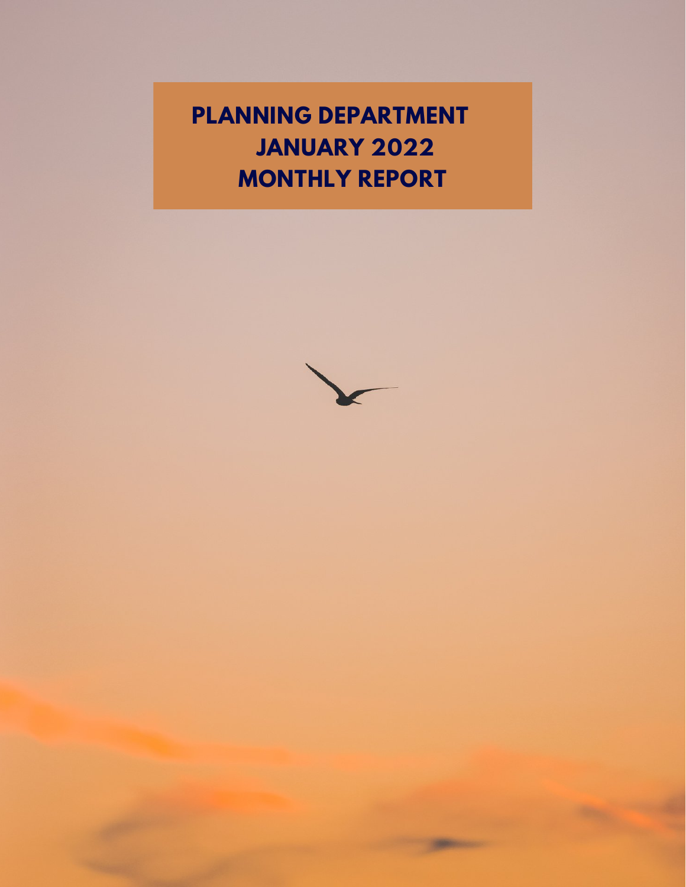# PLANNING DEPARTMENT JANUARY 2022 MONTHLY REPORT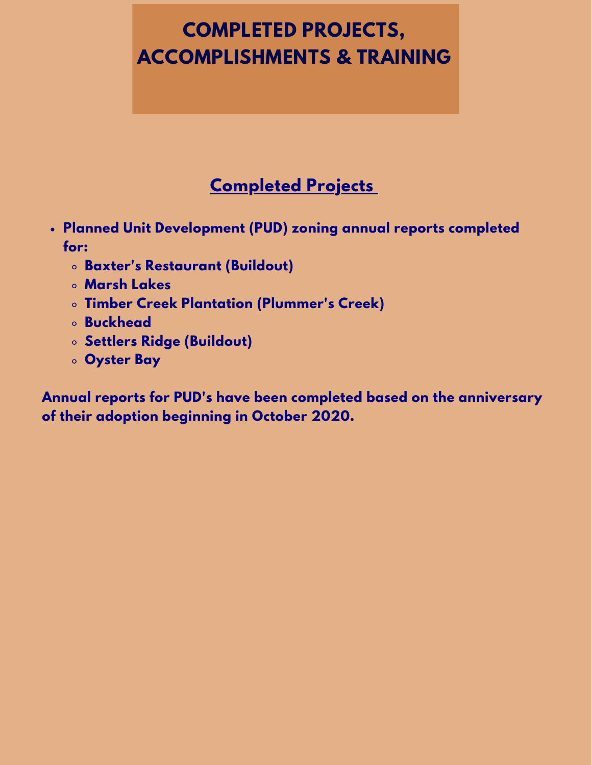# COMPLETED PROJECTS, ACCOMPLISHMENTS & TRAINING

## Completed Projects

- **Planned Unit Development (PUD) zoning annual reports completed for:**
  - **Baxter's Restaurant (Buildout)**
  - **Marsh Lakes**
  - **Timber Creek Plantation (Plummer's Creek)**
  - **Buckhead**
  - **Settlers Ridge (Buildout)**
  - **Oyster Bay**

**Annual reports for PUD's have been completed based on the anniversary of their adoption beginning in October 2020.**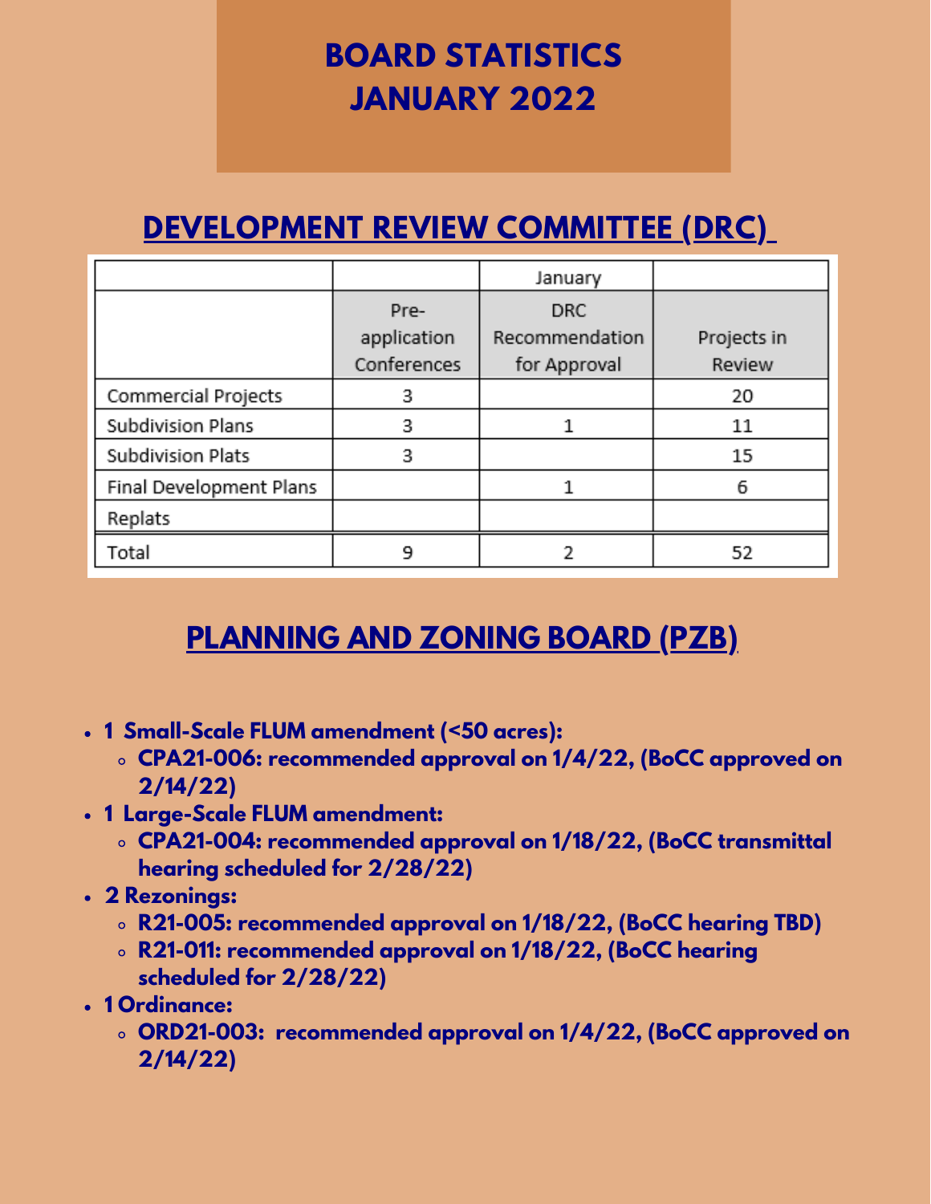# BOARD STATISTICS
# JANUARY 2022

## DEVELOPMENT REVIEW COMMITTEE (DRC)

| | | January | |
|---|---|---|---|
| | Pre-application Conferences | DRC Recommendation for Approval | Projects in Review |
| Commercial Projects | 3 | | 20 |
| Subdivision Plans | 3 | 1 | 11 |
| Subdivision Plats | 3 | | 15 |
| Final Development Plans | | 1 | 6 |
| Replats | | | |
| Total | 9 | 2 | 52 |

## PLANNING AND ZONING BOARD (PZB)

- **1 Small-Scale FLUM amendment (<50 acres):**
  - **CPA21-006: recommended approval on 1/4/22, (BoCC approved on 2/14/22)**
- **1 Large-Scale FLUM amendment:**
  - **CPA21-004: recommended approval on 1/18/22, (BoCC transmittal hearing scheduled for 2/28/22)**
- **2 Rezonings:**
  - **R21-005: recommended approval on 1/18/22, (BoCC hearing TBD)**
  - **R21-011: recommended approval on 1/18/22, (BoCC hearing scheduled for 2/28/22)**
- **1 Ordinance:**
  - **ORD21-003: recommended approval on 1/4/22, (BoCC approved on 2/14/22)**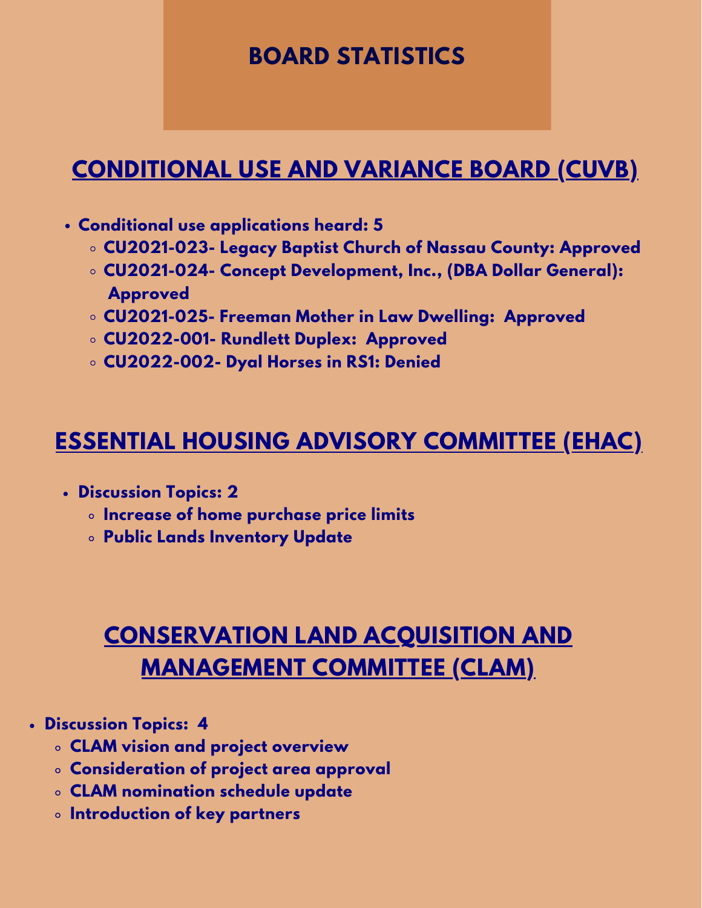# BOARD STATISTICS

## CONDITIONAL USE AND VARIANCE BOARD (CUVB)

- **Conditional use applications heard: 5**
  - **CU2021-023- Legacy Baptist Church of Nassau County: Approved**
  - **CU2021-024- Concept Development, Inc., (DBA Dollar General): Approved**
  - **CU2021-025- Freeman Mother in Law Dwelling: Approved**
  - **CU2022-001- Rundlett Duplex: Approved**
  - **CU2022-002- Dyal Horses in RS1: Denied**

## ESSENTIAL HOUSING ADVISORY COMMITTEE (EHAC)

- **Discussion Topics: 2**
  - **Increase of home purchase price limits**
  - **Public Lands Inventory Update**

## CONSERVATION LAND ACQUISITION AND MANAGEMENT COMMITTEE (CLAM)

- **Discussion Topics: 4**
  - **CLAM vision and project overview**
  - **Consideration of project area approval**
  - **CLAM nomination schedule update**
  - **Introduction of key partners**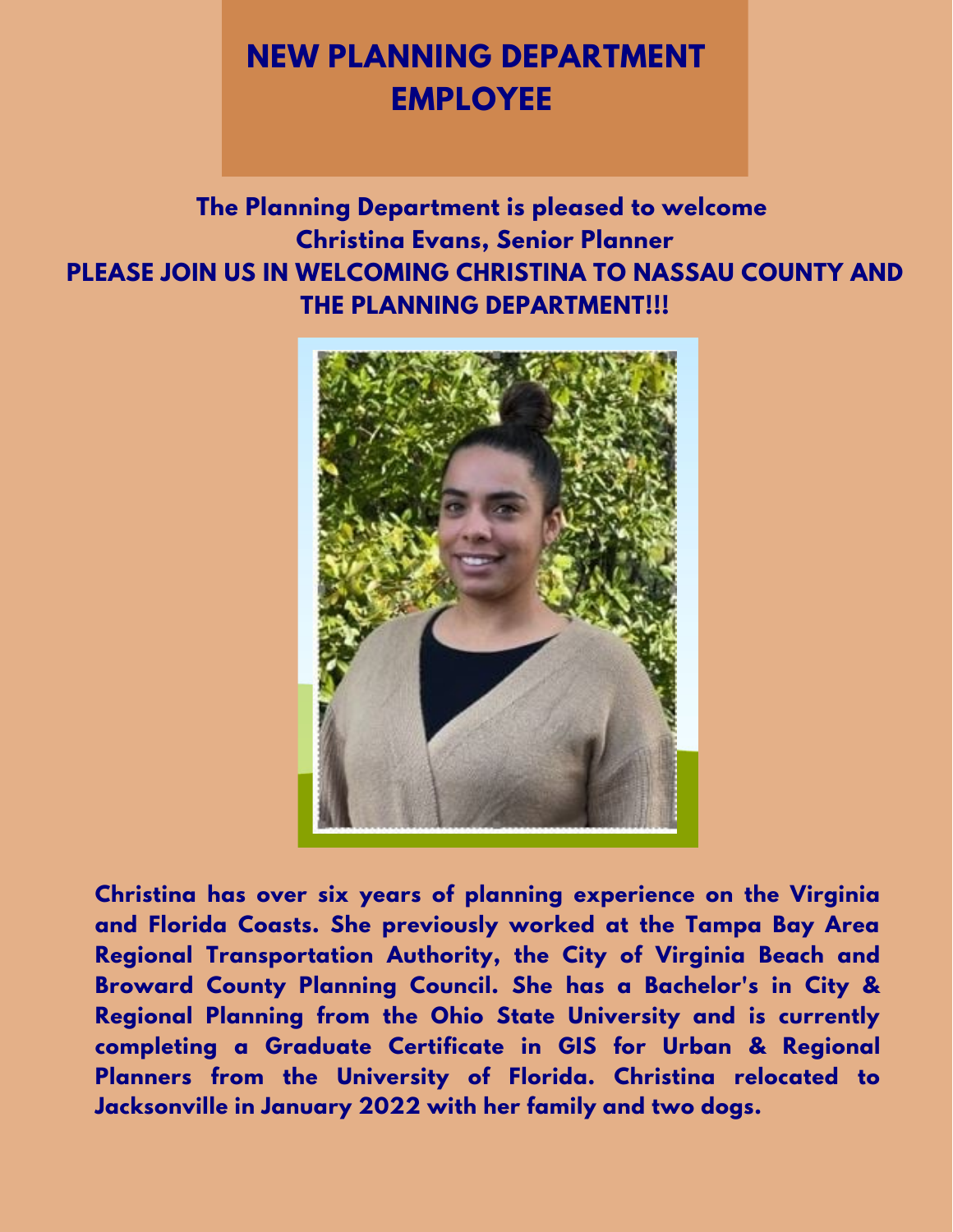# NEW PLANNING DEPARTMENT EMPLOYEE

**The Planning Department is pleased to welcome**
**Christina Evans, Senior Planner**
**PLEASE JOIN US IN WELCOMING CHRISTINA TO NASSAU COUNTY AND THE PLANNING DEPARTMENT!!!**

**Christina has over six years of planning experience on the Virginia and Florida Coasts. She previously worked at the Tampa Bay Area Regional Transportation Authority, the City of Virginia Beach and Broward County Planning Council. She has a Bachelor's in City & Regional Planning from the Ohio State University and is currently completing a Graduate Certificate in GIS for Urban & Regional Planners from the University of Florida. Christina relocated to Jacksonville in January 2022 with her family and two dogs.**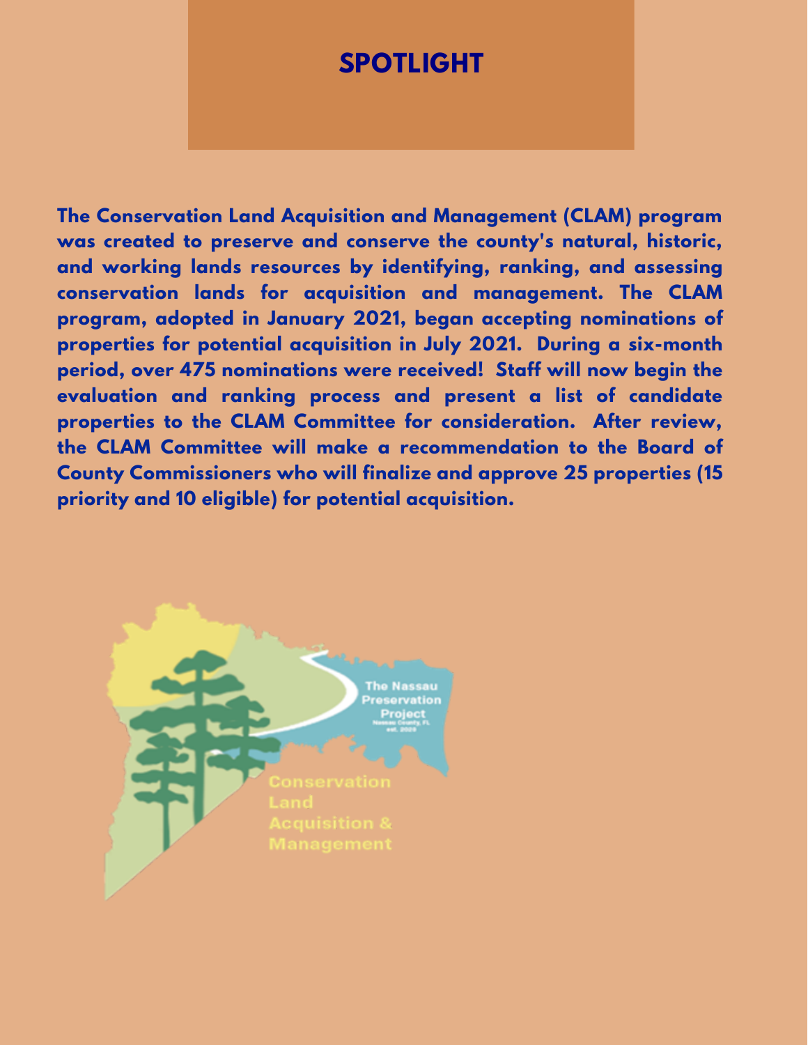# SPOTLIGHT

**The Conservation Land Acquisition and Management (CLAM) program was created to preserve and conserve the county's natural, historic, and working lands resources by identifying, ranking, and assessing conservation lands for acquisition and management. The CLAM program, adopted in January 2021, began accepting nominations of properties for potential acquisition in July 2021. During a six-month period, over 475 nominations were received! Staff will now begin the evaluation and ranking process and present a list of candidate properties to the CLAM Committee for consideration. After review, the CLAM Committee will make a recommendation to the Board of County Commissioners who will finalize and approve 25 properties (15 priority and 10 eligible) for potential acquisition.**

The Nassau Preservation Project

Conservation Land Acquisition & Management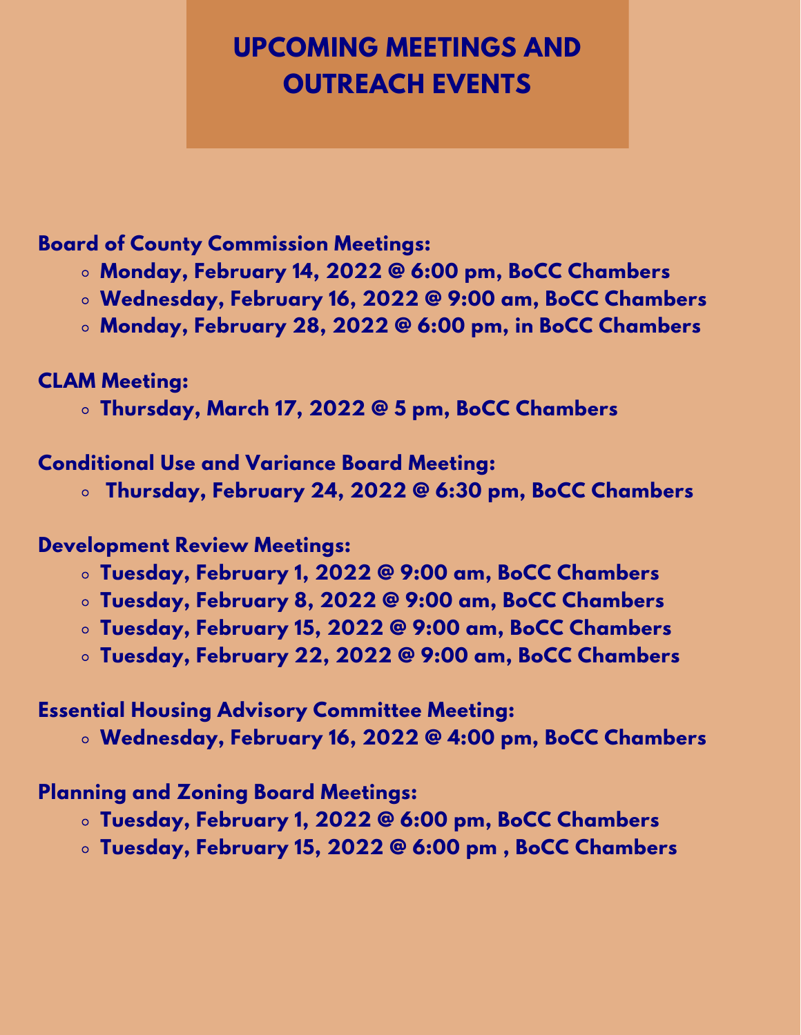# UPCOMING MEETINGS AND OUTREACH EVENTS

**Board of County Commission Meetings:**

- **Monday, February 14, 2022 @ 6:00 pm, BoCC Chambers**
- **Wednesday, February 16, 2022 @ 9:00 am, BoCC Chambers**
- **Monday, February 28, 2022 @ 6:00 pm, in BoCC Chambers**

**CLAM Meeting:**

- **Thursday, March 17, 2022 @ 5 pm, BoCC Chambers**

**Conditional Use and Variance Board Meeting:**

- **Thursday, February 24, 2022 @ 6:30 pm, BoCC Chambers**

**Development Review Meetings:**

- **Tuesday, February 1, 2022 @ 9:00 am, BoCC Chambers**
- **Tuesday, February 8, 2022 @ 9:00 am, BoCC Chambers**
- **Tuesday, February 15, 2022 @ 9:00 am, BoCC Chambers**
- **Tuesday, February 22, 2022 @ 9:00 am, BoCC Chambers**

**Essential Housing Advisory Committee Meeting:**

- **Wednesday, February 16, 2022 @ 4:00 pm, BoCC Chambers**

**Planning and Zoning Board Meetings:**

- **Tuesday, February 1, 2022 @ 6:00 pm, BoCC Chambers**
- **Tuesday, February 15, 2022 @ 6:00 pm , BoCC Chambers**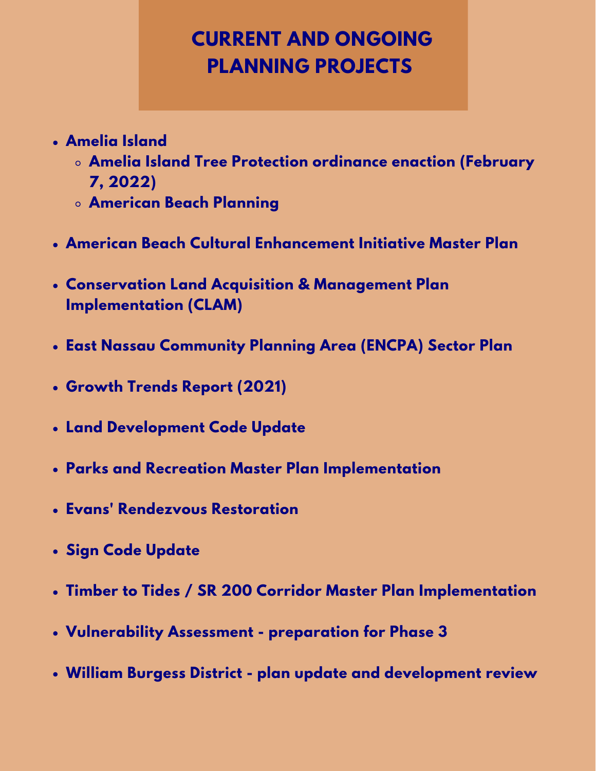# CURRENT AND ONGOING PLANNING PROJECTS

- Amelia Island
  - Amelia Island Tree Protection ordinance enaction (February 7, 2022)
  - American Beach Planning
- American Beach Cultural Enhancement Initiative Master Plan
- Conservation Land Acquisition & Management Plan Implementation (CLAM)
- East Nassau Community Planning Area (ENCPA) Sector Plan
- Growth Trends Report (2021)
- Land Development Code Update
- Parks and Recreation Master Plan Implementation
- Evans' Rendezvous Restoration
- Sign Code Update
- Timber to Tides / SR 200 Corridor Master Plan Implementation
- Vulnerability Assessment - preparation for Phase 3
- William Burgess District - plan update and development review